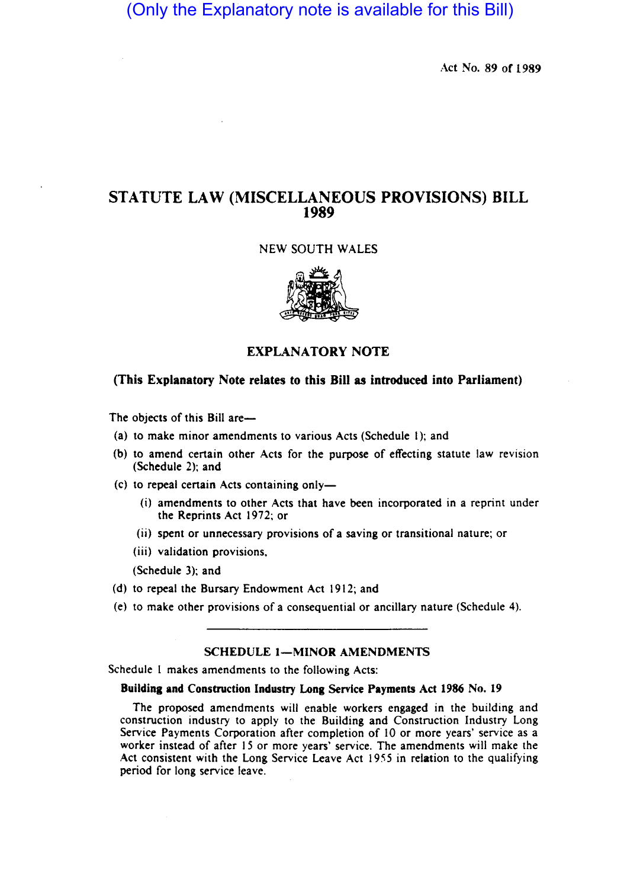(Only the Explanatory note is available for this Bill)

Act No. 89 of 1989

# STATUTE LAW (MISCELLANEOUS PROVISIONS) BILL 1989

NEW SOUTH WALES

## EXPLANATORY NOTE

**(This Explanatory Note relates to this Bill as introduced into Parliament)**

The objects of this Bill are—

(a) to make minor amendments to various Acts (Schedule 1); and

(b) to amend certain other Acts for the purpose of effecting statute law revision (Schedule 2); and

(c) to repeal certain Acts containing only—

  (i) amendments to other Acts that have been incorporated in a reprint under the Reprints Act 1972; or

  (ii) spent or unnecessary provisions of a saving or transitional nature; or

  (iii) validation provisions,

  (Schedule 3); and

(d) to repeal the Bursary Endowment Act 1912; and

(e) to make other provisions of a consequential or ancillary nature (Schedule 4).

---

### SCHEDULE 1—MINOR AMENDMENTS

Schedule 1 makes amendments to the following Acts:

**Building and Construction Industry Long Service Payments Act 1986 No. 19**

The proposed amendments will enable workers engaged in the building and construction industry to apply to the Building and Construction Industry Long Service Payments Corporation after completion of 10 or more years' service as a worker instead of after 15 or more years' service. The amendments will make the Act consistent with the Long Service Leave Act 1955 in relation to the qualifying period for long service leave.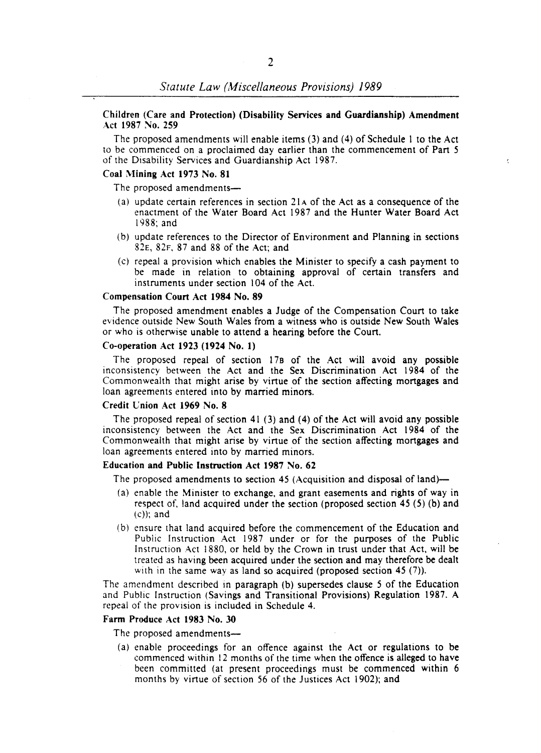**Children (Care and Protection) (Disability Services and Guardianship) Amendment Act 1987 No. 259**

The proposed amendments will enable items (3) and (4) of Schedule 1 to the Act to be commenced on a proclaimed day earlier than the commencement of Part 5 of the Disability Services and Guardianship Act 1987.

**Coal Mining Act 1973 No. 81**

The proposed amendments—

(a) update certain references in section 21A of the Act as a consequence of the enactment of the Water Board Act 1987 and the Hunter Water Board Act 1988; and

(b) update references to the Director of Environment and Planning in sections 82E, 82F, 87 and 88 of the Act; and

(c) repeal a provision which enables the Minister to specify a cash payment to be made in relation to obtaining approval of certain transfers and instruments under section 104 of the Act.

**Compensation Court Act 1984 No. 89**

The proposed amendment enables a Judge of the Compensation Court to take evidence outside New South Wales from a witness who is outside New South Wales or who is otherwise unable to attend a hearing before the Court.

**Co-operation Act 1923 (1924 No. 1)**

The proposed repeal of section 17B of the Act will avoid any possible inconsistency between the Act and the Sex Discrimination Act 1984 of the Commonwealth that might arise by virtue of the section affecting mortgages and loan agreements entered into by married minors.

**Credit Union Act 1969 No. 8**

The proposed repeal of section 41 (3) and (4) of the Act will avoid any possible inconsistency between the Act and the Sex Discrimination Act 1984 of the Commonwealth that might arise by virtue of the section affecting mortgages and loan agreements entered into by married minors.

**Education and Public Instruction Act 1987 No. 62**

The proposed amendments to section 45 (Acquisition and disposal of land)—

(a) enable the Minister to exchange, and grant easements and rights of way in respect of, land acquired under the section (proposed section 45 (5) (b) and (c)); and

(b) ensure that land acquired before the commencement of the Education and Public Instruction Act 1987 under or for the purposes of the Public Instruction Act 1880, or held by the Crown in trust under that Act, will be treated as having been acquired under the section and may therefore be dealt with in the same way as land so acquired (proposed section 45 (7)).

The amendment described in paragraph (b) supersedes clause 5 of the Education and Public Instruction (Savings and Transitional Provisions) Regulation 1987. A repeal of the provision is included in Schedule 4.

**Farm Produce Act 1983 No. 30**

The proposed amendments—

(a) enable proceedings for an offence against the Act or regulations to be commenced within 12 months of the time when the offence is alleged to have been committed (at present proceedings must be commenced within 6 months by virtue of section 56 of the Justices Act 1902); and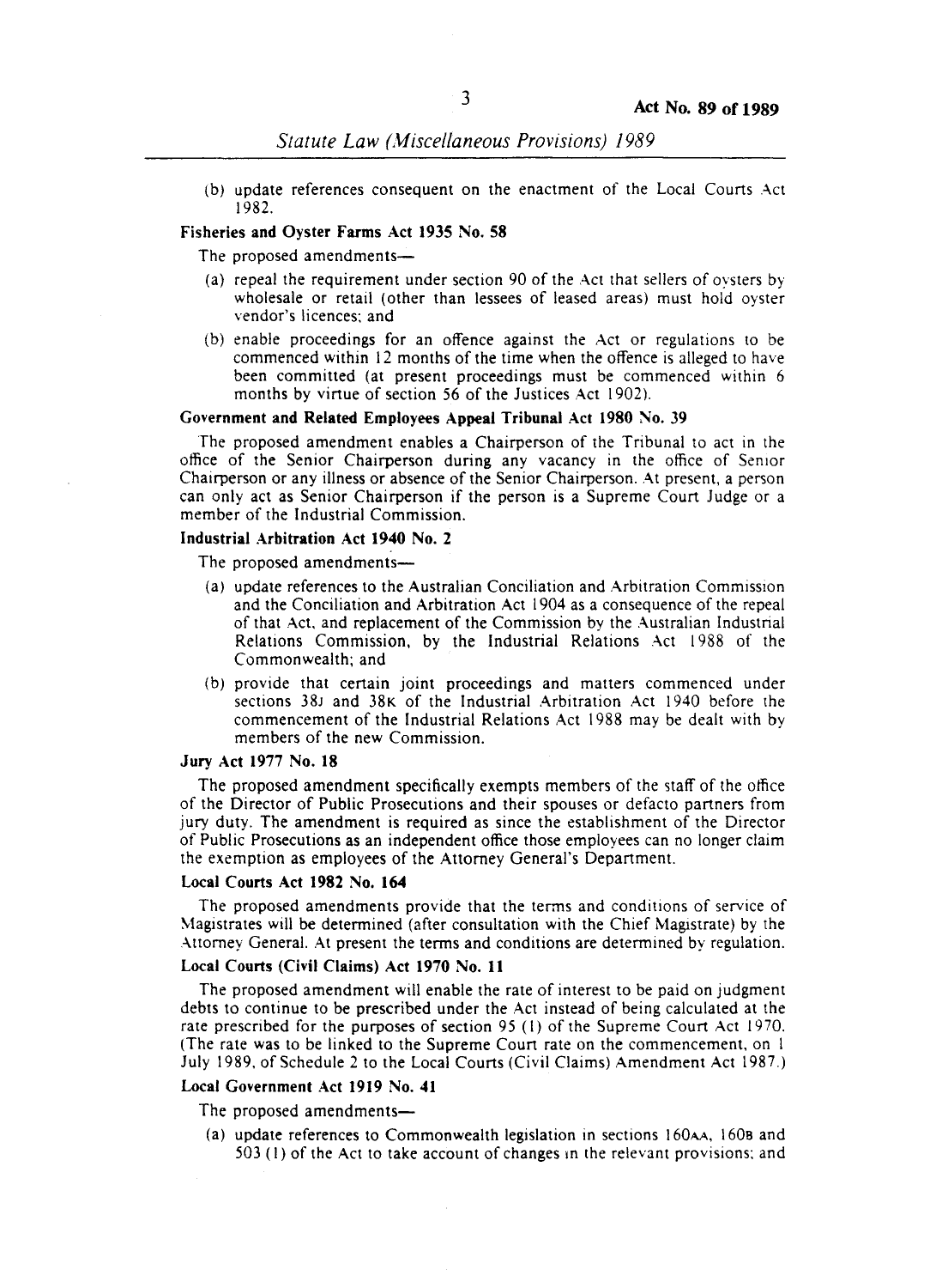(b) update references consequent on the enactment of the Local Courts Act 1982.

**Fisheries and Oyster Farms Act 1935 No. 58**

The proposed amendments—

(a) repeal the requirement under section 90 of the Act that sellers of oysters by wholesale or retail (other than lessees of leased areas) must hold oyster vendor's licences; and

(b) enable proceedings for an offence against the Act or regulations to be commenced within 12 months of the time when the offence is alleged to have been committed (at present proceedings must be commenced within 6 months by virtue of section 56 of the Justices Act 1902).

**Government and Related Employees Appeal Tribunal Act 1980 No. 39**

The proposed amendment enables a Chairperson of the Tribunal to act in the office of the Senior Chairperson during any vacancy in the office of Senior Chairperson or any illness or absence of the Senior Chairperson. At present, a person can only act as Senior Chairperson if the person is a Supreme Court Judge or a member of the Industrial Commission.

**Industrial Arbitration Act 1940 No. 2**

The proposed amendments—

(a) update references to the Australian Conciliation and Arbitration Commission and the Conciliation and Arbitration Act 1904 as a consequence of the repeal of that Act, and replacement of the Commission by the Australian Industrial Relations Commission, by the Industrial Relations Act 1988 of the Commonwealth; and

(b) provide that certain joint proceedings and matters commenced under sections 38J and 38K of the Industrial Arbitration Act 1940 before the commencement of the Industrial Relations Act 1988 may be dealt with by members of the new Commission.

**Jury Act 1977 No. 18**

The proposed amendment specifically exempts members of the staff of the office of the Director of Public Prosecutions and their spouses or defacto partners from jury duty. The amendment is required as since the establishment of the Director of Public Prosecutions as an independent office those employees can no longer claim the exemption as employees of the Attorney General's Department.

**Local Courts Act 1982 No. 164**

The proposed amendments provide that the terms and conditions of service of Magistrates will be determined (after consultation with the Chief Magistrate) by the Attorney General. At present the terms and conditions are determined by regulation.

**Local Courts (Civil Claims) Act 1970 No. 11**

The proposed amendment will enable the rate of interest to be paid on judgment debts to continue to be prescribed under the Act instead of being calculated at the rate prescribed for the purposes of section 95 (1) of the Supreme Court Act 1970. (The rate was to be linked to the Supreme Court rate on the commencement, on 1 July 1989, of Schedule 2 to the Local Courts (Civil Claims) Amendment Act 1987.)

**Local Government Act 1919 No. 41**

The proposed amendments—

(a) update references to Commonwealth legislation in sections 160AA, 160B and 503 (1) of the Act to take account of changes in the relevant provisions; and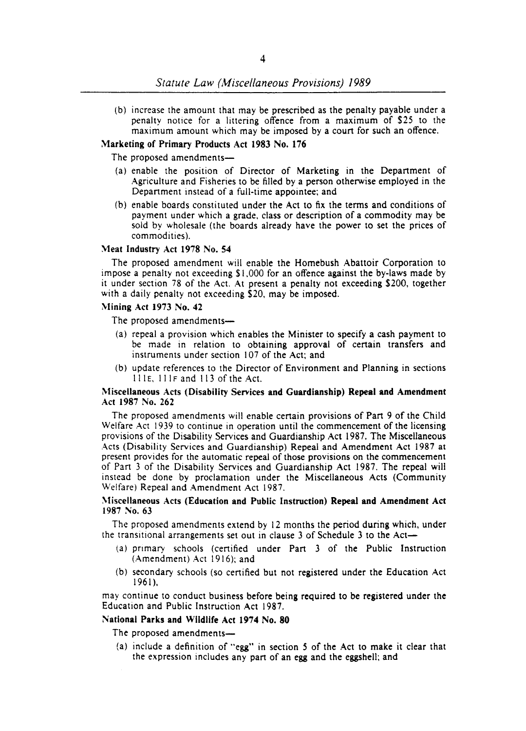(b) increase the amount that may be prescribed as the penalty payable under a penalty notice for a littering offence from a maximum of $25 to the maximum amount which may be imposed by a court for such an offence.

**Marketing of Primary Products Act 1983 No. 176**

The proposed amendments—

(a) enable the position of Director of Marketing in the Department of Agriculture and Fisheries to be filled by a person otherwise employed in the Department instead of a full-time appointee; and

(b) enable boards constituted under the Act to fix the terms and conditions of payment under which a grade, class or description of a commodity may be sold by wholesale (the boards already have the power to set the prices of commodities).

**Meat Industry Act 1978 No. 54**

The proposed amendment will enable the Homebush Abattoir Corporation to impose a penalty not exceeding $1,000 for an offence against the by-laws made by it under section 78 of the Act. At present a penalty not exceeding $200, together with a daily penalty not exceeding $20, may be imposed.

**Mining Act 1973 No. 42**

The proposed amendments—

(a) repeal a provision which enables the Minister to specify a cash payment to be made in relation to obtaining approval of certain transfers and instruments under section 107 of the Act; and

(b) update references to the Director of Environment and Planning in sections 111E, 111F and 113 of the Act.

**Miscellaneous Acts (Disability Services and Guardianship) Repeal and Amendment Act 1987 No. 262**

The proposed amendments will enable certain provisions of Part 9 of the Child Welfare Act 1939 to continue in operation until the commencement of the licensing provisions of the Disability Services and Guardianship Act 1987. The Miscellaneous Acts (Disability Services and Guardianship) Repeal and Amendment Act 1987 at present provides for the automatic repeal of those provisions on the commencement of Part 3 of the Disability Services and Guardianship Act 1987. The repeal will instead be done by proclamation under the Miscellaneous Acts (Community Welfare) Repeal and Amendment Act 1987.

**Miscellaneous Acts (Education and Public Instruction) Repeal and Amendment Act 1987 No. 63**

The proposed amendments extend by 12 months the period during which, under the transitional arrangements set out in clause 3 of Schedule 3 to the Act—

(a) primary schools (certified under Part 3 of the Public Instruction (Amendment) Act 1916); and

(b) secondary schools (so certified but not registered under the Education Act 1961),

may continue to conduct business before being required to be registered under the Education and Public Instruction Act 1987.

**National Parks and Wildlife Act 1974 No. 80**

The proposed amendments—

(a) include a definition of "egg" in section 5 of the Act to make it clear that the expression includes any part of an egg and the eggshell; and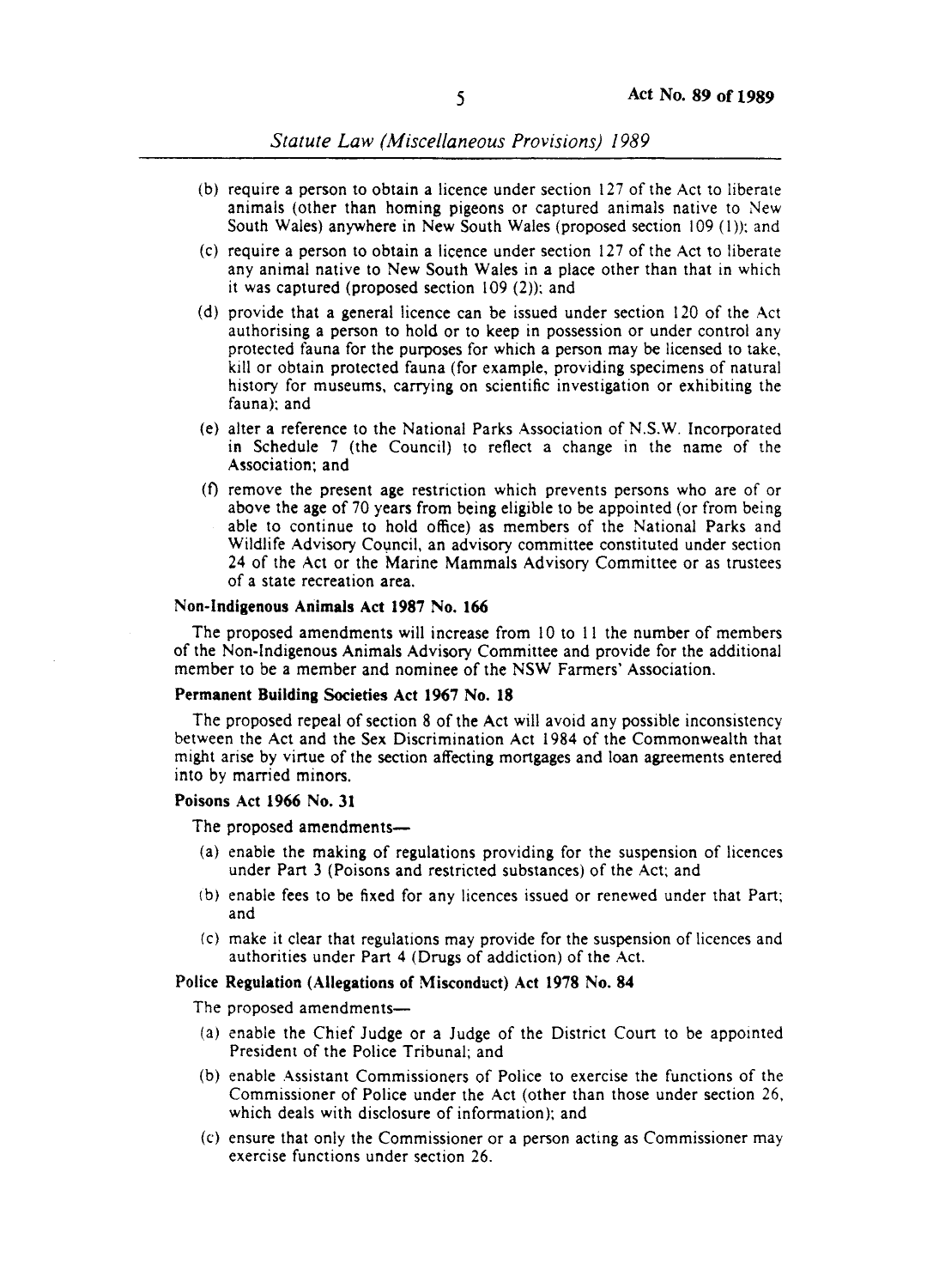- (b) require a person to obtain a licence under section 127 of the Act to liberate animals (other than homing pigeons or captured animals native to New South Wales) anywhere in New South Wales (proposed section 109 (1)); and
- (c) require a person to obtain a licence under section 127 of the Act to liberate any animal native to New South Wales in a place other than that in which it was captured (proposed section 109 (2)); and
- (d) provide that a general licence can be issued under section 120 of the Act authorising a person to hold or to keep in possession or under control any protected fauna for the purposes for which a person may be licensed to take, kill or obtain protected fauna (for example, providing specimens of natural history for museums, carrying on scientific investigation or exhibiting the fauna); and
- (e) alter a reference to the National Parks Association of N.S.W. Incorporated in Schedule 7 (the Council) to reflect a change in the name of the Association; and
- (f) remove the present age restriction which prevents persons who are of or above the age of 70 years from being eligible to be appointed (or from being able to continue to hold office) as members of the National Parks and Wildlife Advisory Council, an advisory committee constituted under section 24 of the Act or the Marine Mammals Advisory Committee or as trustees of a state recreation area.

**Non-Indigenous Animals Act 1987 No. 166**

The proposed amendments will increase from 10 to 11 the number of members of the Non-Indigenous Animals Advisory Committee and provide for the additional member to be a member and nominee of the NSW Farmers' Association.

**Permanent Building Societies Act 1967 No. 18**

The proposed repeal of section 8 of the Act will avoid any possible inconsistency between the Act and the Sex Discrimination Act 1984 of the Commonwealth that might arise by virtue of the section affecting mortgages and loan agreements entered into by married minors.

**Poisons Act 1966 No. 31**

The proposed amendments—

- (a) enable the making of regulations providing for the suspension of licences under Part 3 (Poisons and restricted substances) of the Act; and
- (b) enable fees to be fixed for any licences issued or renewed under that Part; and
- (c) make it clear that regulations may provide for the suspension of licences and authorities under Part 4 (Drugs of addiction) of the Act.

**Police Regulation (Allegations of Misconduct) Act 1978 No. 84**

The proposed amendments—

- (a) enable the Chief Judge or a Judge of the District Court to be appointed President of the Police Tribunal; and
- (b) enable Assistant Commissioners of Police to exercise the functions of the Commissioner of Police under the Act (other than those under section 26, which deals with disclosure of information); and
- (c) ensure that only the Commissioner or a person acting as Commissioner may exercise functions under section 26.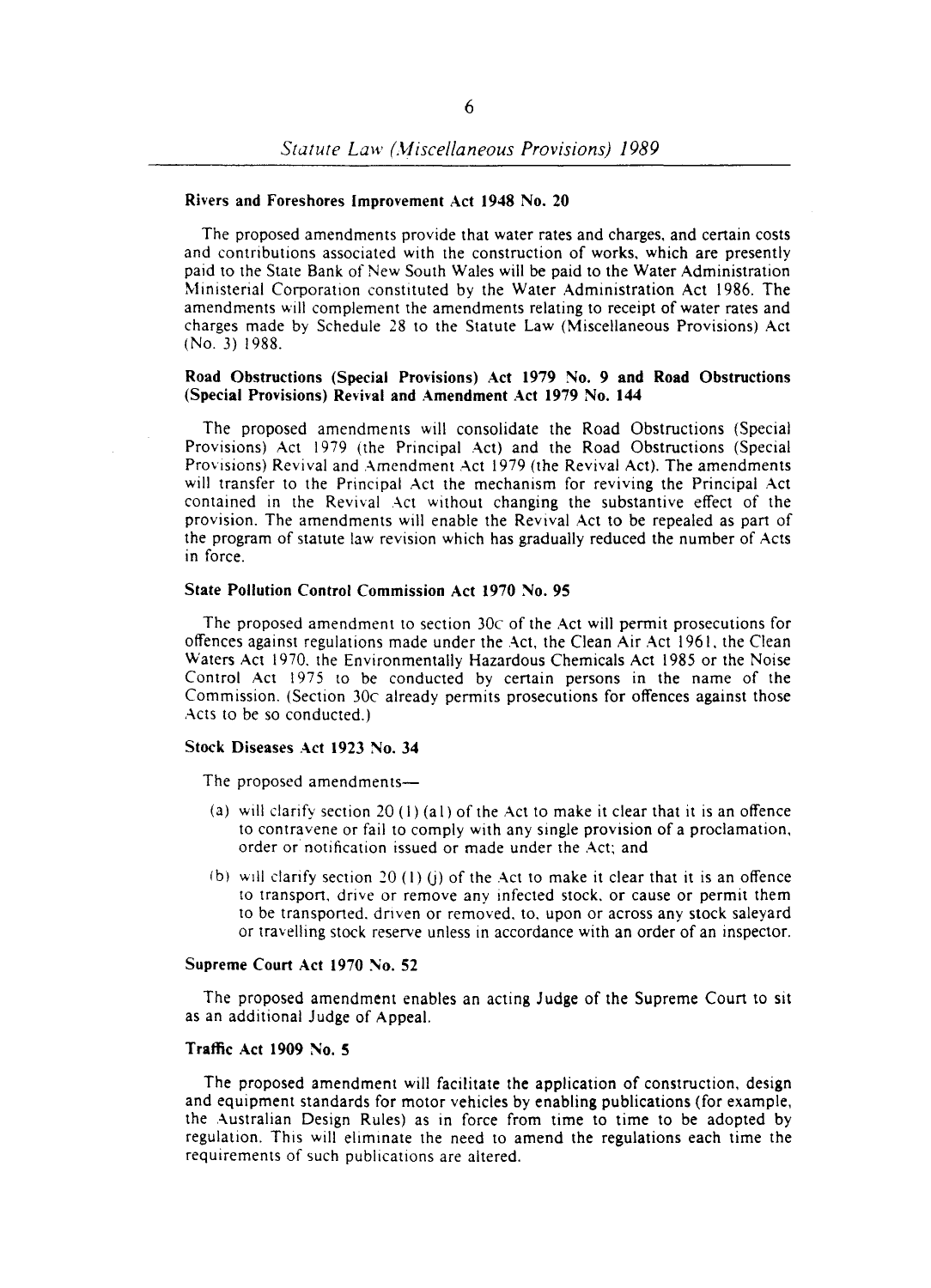#### Rivers and Foreshores Improvement Act 1948 No. 20

The proposed amendments provide that water rates and charges, and certain costs and contributions associated with the construction of works, which are presently paid to the State Bank of New South Wales will be paid to the Water Administration Ministerial Corporation constituted by the Water Administration Act 1986. The amendments will complement the amendments relating to receipt of water rates and charges made by Schedule 28 to the Statute Law (Miscellaneous Provisions) Act (No. 3) 1988.

#### Road Obstructions (Special Provisions) Act 1979 No. 9 and Road Obstructions (Special Provisions) Revival and Amendment Act 1979 No. 144

The proposed amendments will consolidate the Road Obstructions (Special Provisions) Act 1979 (the Principal Act) and the Road Obstructions (Special Provisions) Revival and Amendment Act 1979 (the Revival Act). The amendments will transfer to the Principal Act the mechanism for reviving the Principal Act contained in the Revival Act without changing the substantive effect of the provision. The amendments will enable the Revival Act to be repealed as part of the program of statute law revision which has gradually reduced the number of Acts in force.

#### State Pollution Control Commission Act 1970 No. 95

The proposed amendment to section 30C of the Act will permit prosecutions for offences against regulations made under the Act, the Clean Air Act 1961, the Clean Waters Act 1970, the Environmentally Hazardous Chemicals Act 1985 or the Noise Control Act 1975 to be conducted by certain persons in the name of the Commission. (Section 30C already permits prosecutions for offences against those Acts to be so conducted.)

#### Stock Diseases Act 1923 No. 34

The proposed amendments—

(a) will clarify section 20 (1) (a1) of the Act to make it clear that it is an offence to contravene or fail to comply with any single provision of a proclamation, order or notification issued or made under the Act; and

(b) will clarify section 20 (1) (j) of the Act to make it clear that it is an offence to transport, drive or remove any infected stock, or cause or permit them to be transported, driven or removed, to, upon or across any stock saleyard or travelling stock reserve unless in accordance with an order of an inspector.

#### Supreme Court Act 1970 No. 52

The proposed amendment enables an acting Judge of the Supreme Court to sit as an additional Judge of Appeal.

#### Traffic Act 1909 No. 5

The proposed amendment will facilitate the application of construction, design and equipment standards for motor vehicles by enabling publications (for example, the Australian Design Rules) as in force from time to time to be adopted by regulation. This will eliminate the need to amend the regulations each time the requirements of such publications are altered.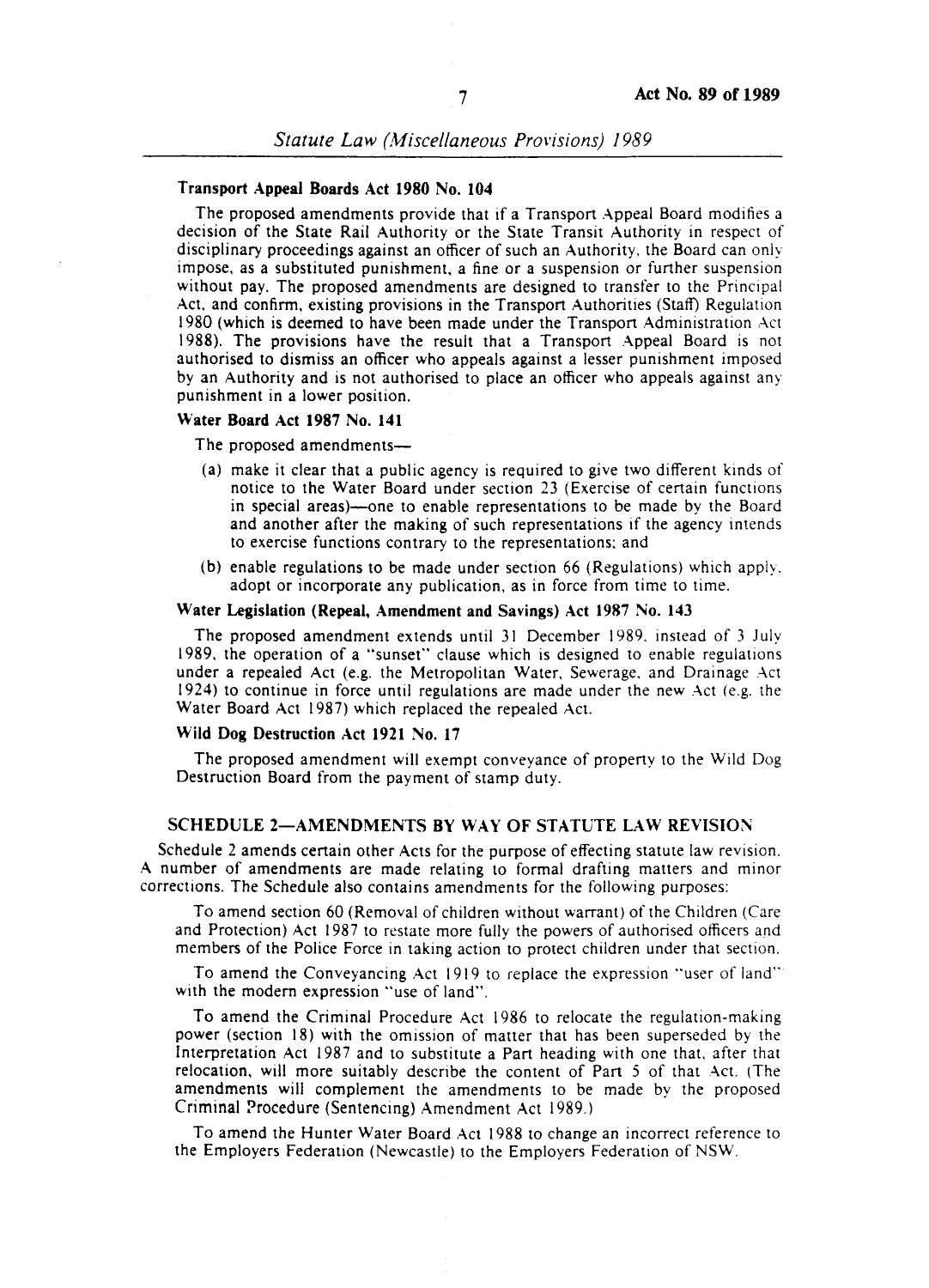**Transport Appeal Boards Act 1980 No. 104**

The proposed amendments provide that if a Transport Appeal Board modifies a decision of the State Rail Authority or the State Transit Authority in respect of disciplinary proceedings against an officer of such an Authority, the Board can only impose, as a substituted punishment, a fine or a suspension or further suspension without pay. The proposed amendments are designed to transfer to the Principal Act, and confirm, existing provisions in the Transport Authorities (Staff) Regulation 1980 (which is deemed to have been made under the Transport Administration Act 1988). The provisions have the result that a Transport Appeal Board is not authorised to dismiss an officer who appeals against a lesser punishment imposed by an Authority and is not authorised to place an officer who appeals against any punishment in a lower position.

**Water Board Act 1987 No. 141**

The proposed amendments—

(a) make it clear that a public agency is required to give two different kinds of notice to the Water Board under section 23 (Exercise of certain functions in special areas)—one to enable representations to be made by the Board and another after the making of such representations if the agency intends to exercise functions contrary to the representations; and

(b) enable regulations to be made under section 66 (Regulations) which apply, adopt or incorporate any publication, as in force from time to time.

**Water Legislation (Repeal, Amendment and Savings) Act 1987 No. 143**

The proposed amendment extends until 31 December 1989, instead of 3 July 1989, the operation of a "sunset" clause which is designed to enable regulations under a repealed Act (e.g. the Metropolitan Water, Sewerage, and Drainage Act 1924) to continue in force until regulations are made under the new Act (e.g. the Water Board Act 1987) which replaced the repealed Act.

**Wild Dog Destruction Act 1921 No. 17**

The proposed amendment will exempt conveyance of property to the Wild Dog Destruction Board from the payment of stamp duty.

## SCHEDULE 2—AMENDMENTS BY WAY OF STATUTE LAW REVISION

Schedule 2 amends certain other Acts for the purpose of effecting statute law revision. A number of amendments are made relating to formal drafting matters and minor corrections. The Schedule also contains amendments for the following purposes:

To amend section 60 (Removal of children without warrant) of the Children (Care and Protection) Act 1987 to restate more fully the powers of authorised officers and members of the Police Force in taking action to protect children under that section.

To amend the Conveyancing Act 1919 to replace the expression "user of land" with the modern expression "use of land".

To amend the Criminal Procedure Act 1986 to relocate the regulation-making power (section 18) with the omission of matter that has been superseded by the Interpretation Act 1987 and to substitute a Part heading with one that, after that relocation, will more suitably describe the content of Part 5 of that Act. (The amendments will complement the amendments to be made by the proposed Criminal Procedure (Sentencing) Amendment Act 1989.)

To amend the Hunter Water Board Act 1988 to change an incorrect reference to the Employers Federation (Newcastle) to the Employers Federation of NSW.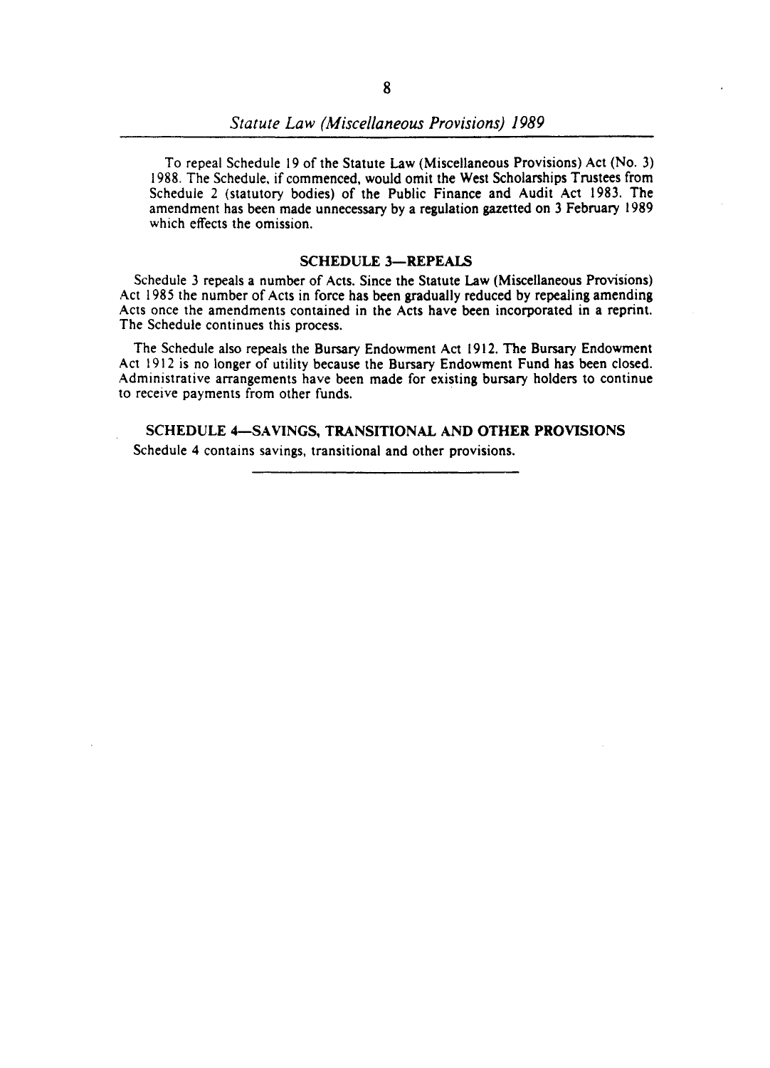To repeal Schedule 19 of the Statute Law (Miscellaneous Provisions) Act (No. 3) 1988. The Schedule, if commenced, would omit the West Scholarships Trustees from Schedule 2 (statutory bodies) of the Public Finance and Audit Act 1983. The amendment has been made unnecessary by a regulation gazetted on 3 February 1989 which effects the omission.

## SCHEDULE 3—REPEALS

Schedule 3 repeals a number of Acts. Since the Statute Law (Miscellaneous Provisions) Act 1985 the number of Acts in force has been gradually reduced by repealing amending Acts once the amendments contained in the Acts have been incorporated in a reprint. The Schedule continues this process.

The Schedule also repeals the Bursary Endowment Act 1912. The Bursary Endowment Act 1912 is no longer of utility because the Bursary Endowment Fund has been closed. Administrative arrangements have been made for existing bursary holders to continue to receive payments from other funds.

## SCHEDULE 4—SAVINGS, TRANSITIONAL AND OTHER PROVISIONS

Schedule 4 contains savings, transitional and other provisions.